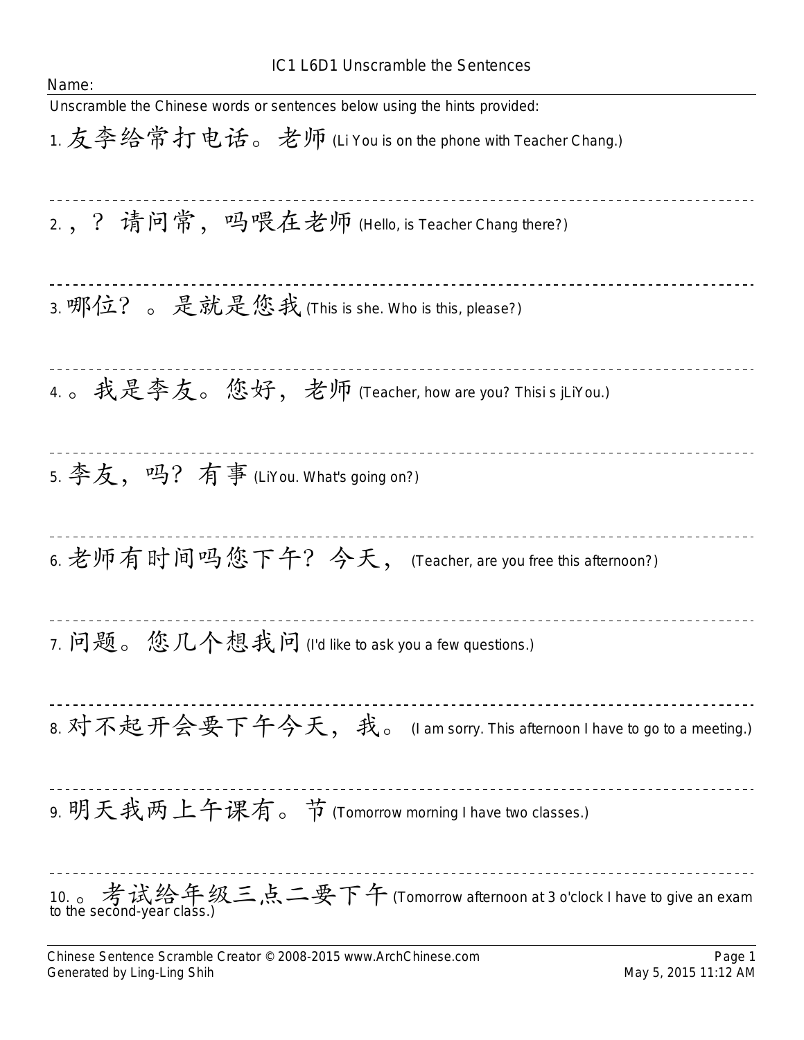# IC1 L6D1 Unscramble the Sentences

Name:

Unscramble the Chinese words or sentences below using the hints provided:

1. 友李给常打电话。老师 (Li You is on the phone with Teacher Chang.)

---

2. ，？ 请问常，吗喂在老师 (Hello, is Teacher Chang there?)

---

3. 哪位？ 。是就是您我 (This is she. Who is this, please?)

---

4. 。我是李友。您好，老师 (Teacher, how are you? Thisi s jLiYou.)

---

5. 李友，吗？有事 (LiYou. What's going on?)

---

6. 老师有时间吗您下午？今天， (Teacher, are you free this afternoon?)

---

7. 问题。您几个想我问 (I'd like to ask you a few questions.)

---

8. 对不起开会要下午今天，我。 (I am sorry. This afternoon I have to go to a meeting.)

---

9. 明天我两上午课有。节 (Tomorrow morning I have two classes.)

---

10. 。考试给年级三点二要下午 (Tomorrow afternoon at 3 o'clock I have to give an exam to the second-year class.)

Chinese Sentence Scramble Creator © 2008-2015 www.ArchChinese.com
Generated by Ling-Ling Shih
May 5, 2015 11:12 AM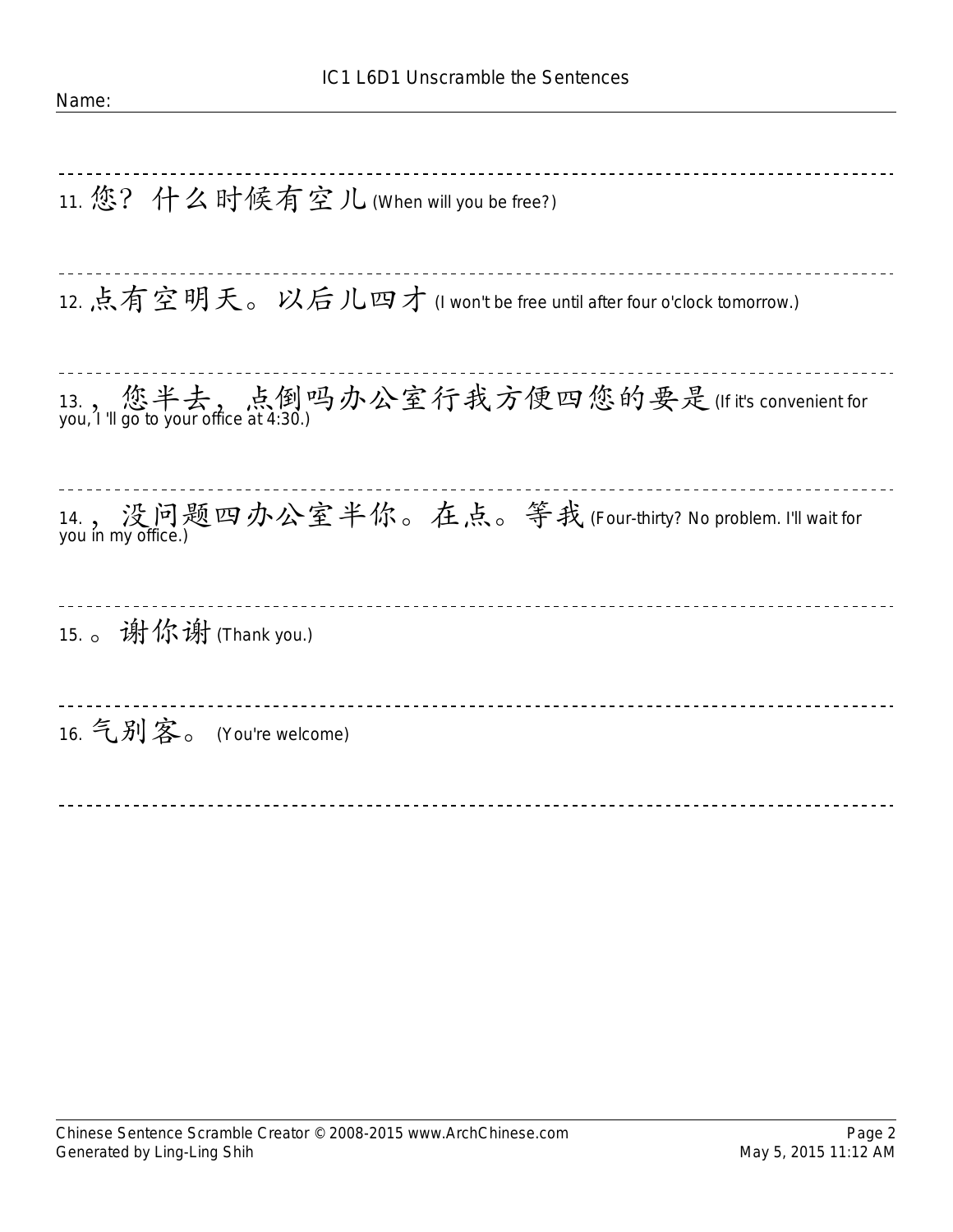IC1 L6D1 Unscramble the Sentences

Name:

11. 您？ 什么时候有空儿 (When will you be free?)

12. 点有空明天。以后儿四才 (I won't be free until after four o'clock tomorrow.)

13. ，您半去，点倒吗办公室行我方便四您的要是 (If it's convenient for you, I 'll go to your office at 4:30.)

14. ，没问题四办公室半你。在点。等我 (Four-thirty? No problem. I'll wait for you in my office.)

15. 。谢你谢 (Thank you.)

16. 气别客。 (You're welcome)